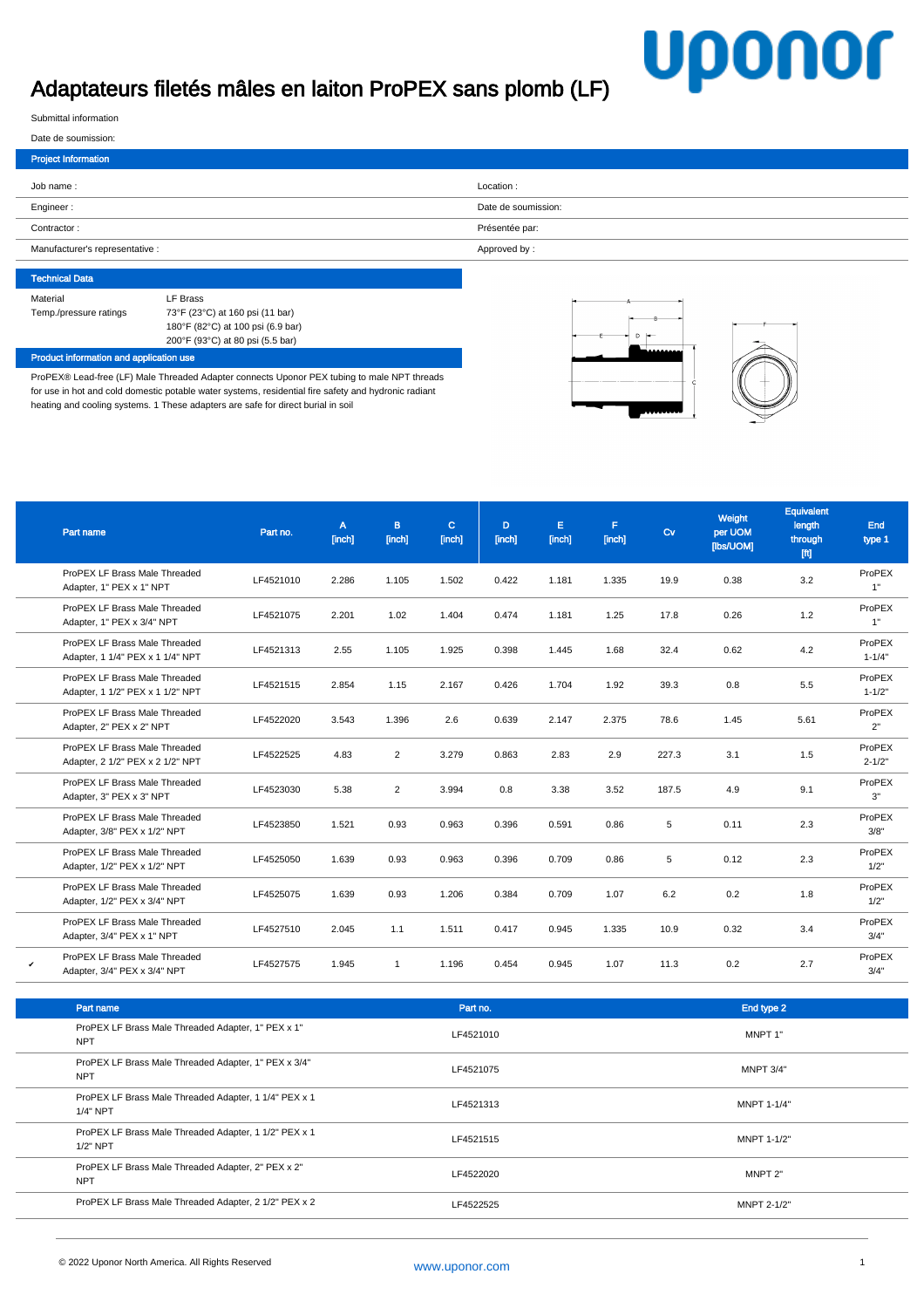# Adaptateurs filetés mâles en laiton ProPEX sans plomb (LF)

Submittal information

Date de soumission:

## Project Information

| | |
|---|---|
| Job name : | Location : |
| Engineer : | Date de soumission: |
| Contractor : | Présentée par: |
| Manufacturer's representative : | Approved by : |

## Technical Data

| | |
|---|---|
| Material | LF Brass |
| Temp./pressure ratings | 73°F (23°C) at 160 psi (11 bar)<br>180°F (82°C) at 100 psi (6.9 bar)<br>200°F (93°C) at 80 psi (5.5 bar) |

## Product information and application use

ProPEX® Lead-free (LF) Male Threaded Adapter connects Uponor PEX tubing to male NPT threads for use in hot and cold domestic potable water systems, residential fire safety and hydronic radiant heating and cooling systems. 1 These adapters are safe for direct burial in soil

| | Part name | Part no. | A [inch] | B [inch] | C [inch] | D [inch] | E [inch] | F [inch] | Cv | Weight per UOM [lbs/UOM] | Equivalent length through [ft] | End type 1 |
|---|---|---|---|---|---|---|---|---|---|---|---|---|
| | ProPEX LF Brass Male Threaded Adapter, 1" PEX x 1" NPT | LF4521010 | 2.286 | 1.105 | 1.502 | 0.422 | 1.181 | 1.335 | 19.9 | 0.38 | 3.2 | ProPEX 1" |
| | ProPEX LF Brass Male Threaded Adapter, 1" PEX x 3/4" NPT | LF4521075 | 2.201 | 1.02 | 1.404 | 0.474 | 1.181 | 1.25 | 17.8 | 0.26 | 1.2 | ProPEX 1" |
| | ProPEX LF Brass Male Threaded Adapter, 1 1/4" PEX x 1 1/4" NPT | LF4521313 | 2.55 | 1.105 | 1.925 | 0.398 | 1.445 | 1.68 | 32.4 | 0.62 | 4.2 | ProPEX 1-1/4" |
| | ProPEX LF Brass Male Threaded Adapter, 1 1/2" PEX x 1 1/2" NPT | LF4521515 | 2.854 | 1.15 | 2.167 | 0.426 | 1.704 | 1.92 | 39.3 | 0.8 | 5.5 | ProPEX 1-1/2" |
| | ProPEX LF Brass Male Threaded Adapter, 2" PEX x 2" NPT | LF4522020 | 3.543 | 1.396 | 2.6 | 0.639 | 2.147 | 2.375 | 78.6 | 1.45 | 5.61 | ProPEX 2" |
| | ProPEX LF Brass Male Threaded Adapter, 2 1/2" PEX x 2 1/2" NPT | LF4522525 | 4.83 | 2 | 3.279 | 0.863 | 2.83 | 2.9 | 227.3 | 3.1 | 1.5 | ProPEX 2-1/2" |
| | ProPEX LF Brass Male Threaded Adapter, 3" PEX x 3" NPT | LF4523030 | 5.38 | 2 | 3.994 | 0.8 | 3.38 | 3.52 | 187.5 | 4.9 | 9.1 | ProPEX 3" |
| | ProPEX LF Brass Male Threaded Adapter, 3/8" PEX x 1/2" NPT | LF4523850 | 1.521 | 0.93 | 0.963 | 0.396 | 0.591 | 0.86 | 5 | 0.11 | 2.3 | ProPEX 3/8" |
| | ProPEX LF Brass Male Threaded Adapter, 1/2" PEX x 1/2" NPT | LF4525050 | 1.639 | 0.93 | 0.963 | 0.396 | 0.709 | 0.86 | 5 | 0.12 | 2.3 | ProPEX 1/2" |
| | ProPEX LF Brass Male Threaded Adapter, 1/2" PEX x 3/4" NPT | LF4525075 | 1.639 | 0.93 | 1.206 | 0.384 | 0.709 | 1.07 | 6.2 | 0.2 | 1.8 | ProPEX 1/2" |
| | ProPEX LF Brass Male Threaded Adapter, 3/4" PEX x 1" NPT | LF4527510 | 2.045 | 1.1 | 1.511 | 0.417 | 0.945 | 1.335 | 10.9 | 0.32 | 3.4 | ProPEX 3/4" |
| ✔ | ProPEX LF Brass Male Threaded Adapter, 3/4" PEX x 3/4" NPT | LF4527575 | 1.945 | 1 | 1.196 | 0.454 | 0.945 | 1.07 | 11.3 | 0.2 | 2.7 | ProPEX 3/4" |

| Part name | Part no. | End type 2 |
|---|---|---|
| ProPEX LF Brass Male Threaded Adapter, 1" PEX x 1" NPT | LF4521010 | MNPT 1" |
| ProPEX LF Brass Male Threaded Adapter, 1" PEX x 3/4" NPT | LF4521075 | MNPT 3/4" |
| ProPEX LF Brass Male Threaded Adapter, 1 1/4" PEX x 1 1/4" NPT | LF4521313 | MNPT 1-1/4" |
| ProPEX LF Brass Male Threaded Adapter, 1 1/2" PEX x 1 1/2" NPT | LF4521515 | MNPT 1-1/2" |
| ProPEX LF Brass Male Threaded Adapter, 2" PEX x 2" NPT | LF4522020 | MNPT 2" |
| ProPEX LF Brass Male Threaded Adapter, 2 1/2" PEX x 2 | LF4522525 | MNPT 2-1/2" |

© 2022 Uponor North America. All Rights Reserved www.uponor.com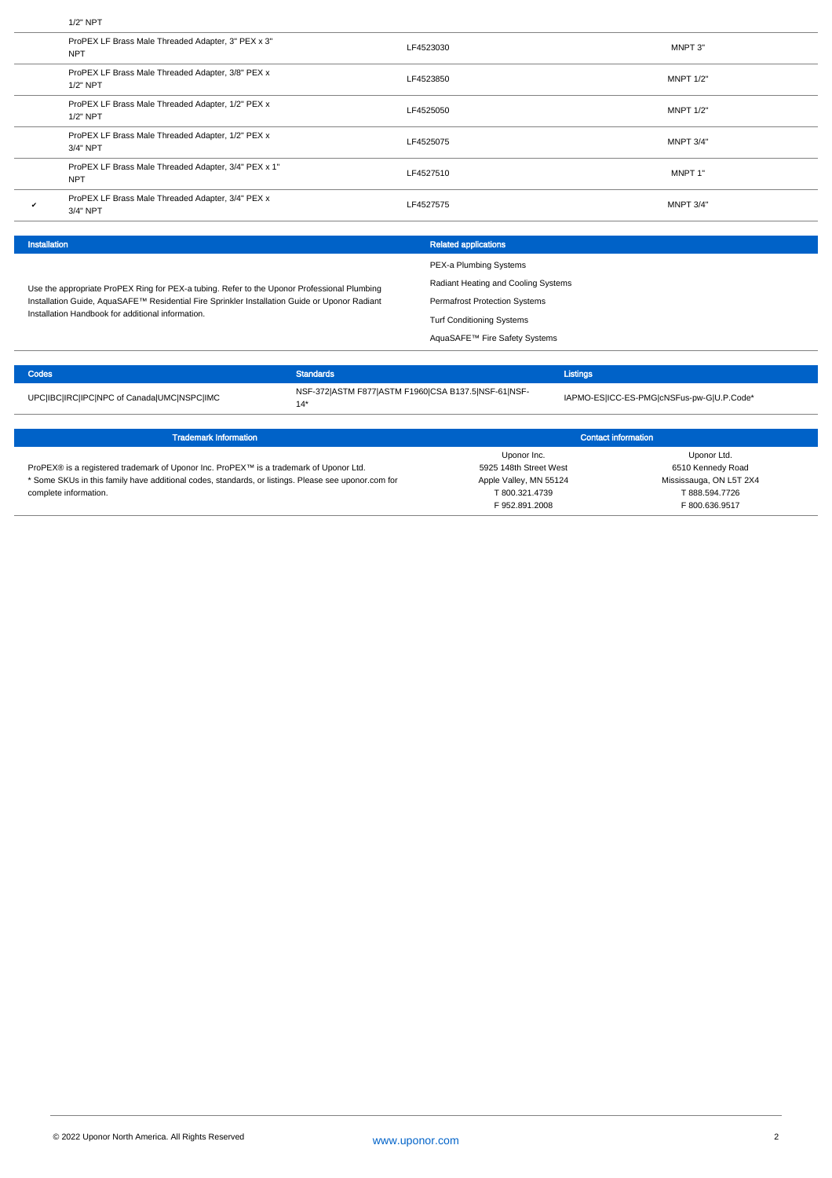| | | | |
|---|---|---|---|
| | 1/2" NPT | | |
| | ProPEX LF Brass Male Threaded Adapter, 3" PEX x 3" NPT | LF4523030 | MNPT 3" |
| | ProPEX LF Brass Male Threaded Adapter, 3/8" PEX x 1/2" NPT | LF4523850 | MNPT 1/2" |
| | ProPEX LF Brass Male Threaded Adapter, 1/2" PEX x 1/2" NPT | LF4525050 | MNPT 1/2" |
| | ProPEX LF Brass Male Threaded Adapter, 1/2" PEX x 3/4" NPT | LF4525075 | MNPT 3/4" |
| | ProPEX LF Brass Male Threaded Adapter, 3/4" PEX x 1" NPT | LF4527510 | MNPT 1" |
| ✔ | ProPEX LF Brass Male Threaded Adapter, 3/4" PEX x 3/4" NPT | LF4527575 | MNPT 3/4" |

## Installation

Use the appropriate ProPEX Ring for PEX-a tubing. Refer to the Uponor Professional Plumbing Installation Guide, AquaSAFE™ Residential Fire Sprinkler Installation Guide or Uponor Radiant Installation Handbook for additional information.

## Related applications

- PEX-a Plumbing Systems
- Radiant Heating and Cooling Systems
- Permafrost Protection Systems
- Turf Conditioning Systems
- AquaSAFE™ Fire Safety Systems

| Codes | Standards | Listings |
|---|---|---|
| UPC\|IBC\|IRC\|IPC\|NPC of Canada\|UMC\|NSPC\|IMC | NSF-372\|ASTM F877\|ASTM F1960\|CSA B137.5\|NSF-61\|NSF-14* | IAPMO-ES\|ICC-ES-PMG\|cNSFus-pw-G\|U.P.Code* |

## Trademark Information

ProPEX® is a registered trademark of Uponor Inc. ProPEX™ is a trademark of Uponor Ltd.
* Some SKUs in this family have additional codes, standards, or listings. Please see uponor.com for complete information.

## Contact information

| Uponor Inc. | Uponor Ltd. |
|---|---|
| 5925 148th Street West | 6510 Kennedy Road |
| Apple Valley, MN 55124 | Mississauga, ON L5T 2X4 |
| T 800.321.4739 | T 888.594.7726 |
| F 952.891.2008 | F 800.636.9517 |

© 2022 Uponor North America. All Rights Reserved

www.uponor.com